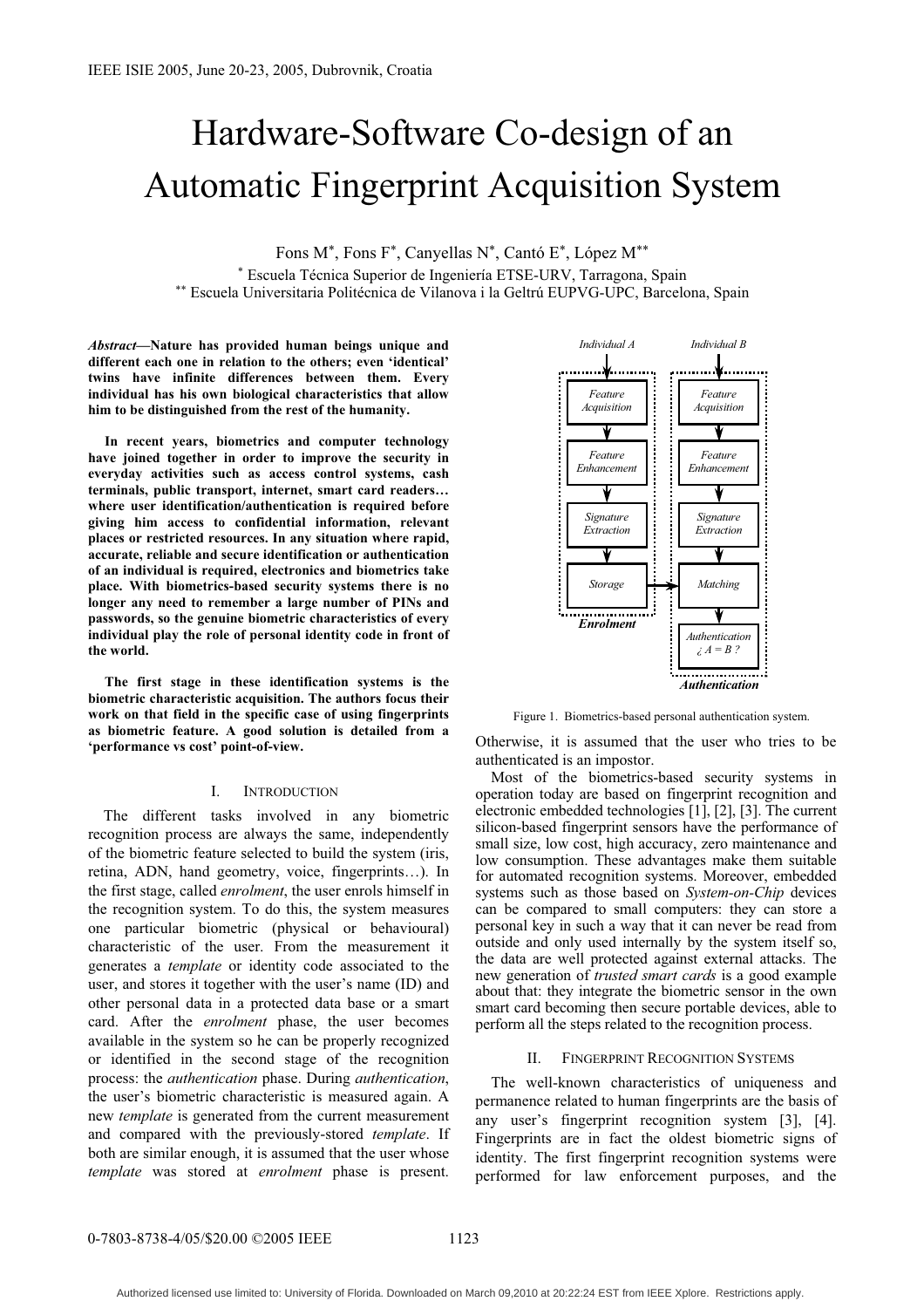# Hardware-Software Co-design of an Automatic Fingerprint Acquisition System

Fons M*, Fons F*, Canyellas N*, Cantó E*, López M**

* Escuela Técnica Superior de Ingeniería ETSE-URV, Tarragona, Spain

** Escuela Universitaria Politécnica de Vilanova i la Geltrú EUPVG-UPC, Barcelona, Spain

***Abstract*—Nature has provided human beings unique and different each one in relation to the others; even 'identical' twins have infinite differences between them. Every individual has his own biological characteristics that allow him to be distinguished from the rest of the humanity.**

**In recent years, biometrics and computer technology have joined together in order to improve the security in everyday activities such as access control systems, cash terminals, public transport, internet, smart card readers… where user identification/authentication is required before giving him access to confidential information, relevant places or restricted resources. In any situation where rapid, accurate, reliable and secure identification or authentication of an individual is required, electronics and biometrics take place. With biometrics-based security systems there is no longer any need to remember a large number of PINs and passwords, so the genuine biometric characteristics of every individual play the role of personal identity code in front of the world.**

**The first stage in these identification systems is the biometric characteristic acquisition. The authors focus their work on that field in the specific case of using fingerprints as biometric feature. A good solution is detailed from a 'performance vs cost' point-of-view.**

## I. Introduction

The different tasks involved in any biometric recognition process are always the same, independently of the biometric feature selected to build the system (iris, retina, ADN, hand geometry, voice, fingerprints…). In the first stage, called *enrolment*, the user enrols himself in the recognition system. To do this, the system measures one particular biometric (physical or behavioural) characteristic of the user. From the measurement it generates a *template* or identity code associated to the user, and stores it together with the user's name (ID) and other personal data in a protected data base or a smart card. After the *enrolment* phase, the user becomes available in the system so he can be properly recognized or identified in the second stage of the recognition process: the *authentication* phase. During *authentication*, the user's biometric characteristic is measured again. A new *template* is generated from the current measurement and compared with the previously-stored *template*. If both are similar enough, it is assumed that the user whose *template* was stored at *enrolment* phase is present. Otherwise, it is assumed that the user who tries to be authenticated is an impostor.

Figure 1. Biometrics-based personal authentication system.

Most of the biometrics-based security systems in operation today are based on fingerprint recognition and electronic embedded technologies [1], [2], [3]. The current silicon-based fingerprint sensors have the performance of small size, low cost, high accuracy, zero maintenance and low consumption. These advantages make them suitable for automated recognition systems. Moreover, embedded systems such as those based on *System-on-Chip* devices can be compared to small computers: they can store a personal key in such a way that it can never be read from outside and only used internally by the system itself so, the data are well protected against external attacks. The new generation of *trusted smart cards* is a good example about that: they integrate the biometric sensor in the own smart card becoming then secure portable devices, able to perform all the steps related to the recognition process.

## II. Fingerprint Recognition Systems

The well-known characteristics of uniqueness and permanence related to human fingerprints are the basis of any user's fingerprint recognition system [3], [4]. Fingerprints are in fact the oldest biometric signs of identity. The first fingerprint recognition systems were performed for law enforcement purposes, and the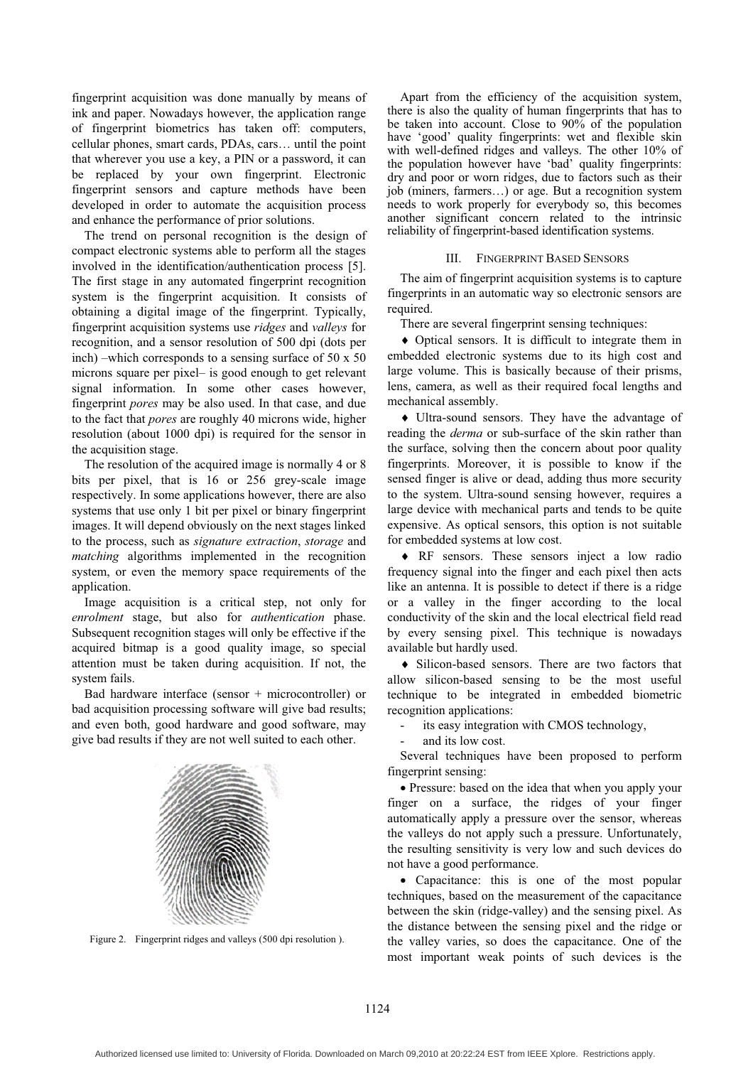fingerprint acquisition was done manually by means of ink and paper. Nowadays however, the application range of fingerprint biometrics has taken off: computers, cellular phones, smart cards, PDAs, cars… until the point that wherever you use a key, a PIN or a password, it can be replaced by your own fingerprint. Electronic fingerprint sensors and capture methods have been developed in order to automate the acquisition process and enhance the performance of prior solutions.

The trend on personal recognition is the design of compact electronic systems able to perform all the stages involved in the identification/authentication process [5]. The first stage in any automated fingerprint recognition system is the fingerprint acquisition. It consists of obtaining a digital image of the fingerprint. Typically, fingerprint acquisition systems use *ridges* and *valleys* for recognition, and a sensor resolution of 500 dpi (dots per inch) –which corresponds to a sensing surface of 50 x 50 microns square per pixel– is good enough to get relevant signal information. In some other cases however, fingerprint *pores* may be also used. In that case, and due to the fact that *pores* are roughly 40 microns wide, higher resolution (about 1000 dpi) is required for the sensor in the acquisition stage.

The resolution of the acquired image is normally 4 or 8 bits per pixel, that is 16 or 256 grey-scale image respectively. In some applications however, there are also systems that use only 1 bit per pixel or binary fingerprint images. It will depend obviously on the next stages linked to the process, such as *signature extraction*, *storage* and *matching* algorithms implemented in the recognition system, or even the memory space requirements of the application.

Image acquisition is a critical step, not only for *enrolment* stage, but also for *authentication* phase. Subsequent recognition stages will only be effective if the acquired bitmap is a good quality image, so special attention must be taken during acquisition. If not, the system fails.

Bad hardware interface (sensor + microcontroller) or bad acquisition processing software will give bad results; and even both, good hardware and good software, may give bad results if they are not well suited to each other.

Figure 2. Fingerprint ridges and valleys (500 dpi resolution ).

Apart from the efficiency of the acquisition system, there is also the quality of human fingerprints that has to be taken into account. Close to 90% of the population have 'good' quality fingerprints: wet and flexible skin with well-defined ridges and valleys. The other 10% of the population however have 'bad' quality fingerprints: dry and poor or worn ridges, due to factors such as their job (miners, farmers…) or age. But a recognition system needs to work properly for everybody so, this becomes another significant concern related to the intrinsic reliability of fingerprint-based identification systems.

## III. Fingerprint Based Sensors

The aim of fingerprint acquisition systems is to capture fingerprints in an automatic way so electronic sensors are required.

There are several fingerprint sensing techniques:

♦ Optical sensors. It is difficult to integrate them in embedded electronic systems due to its high cost and large volume. This is basically because of their prisms, lens, camera, as well as their required focal lengths and mechanical assembly.

♦ Ultra-sound sensors. They have the advantage of reading the *derma* or sub-surface of the skin rather than the surface, solving then the concern about poor quality fingerprints. Moreover, it is possible to know if the sensed finger is alive or dead, adding thus more security to the system. Ultra-sound sensing however, requires a large device with mechanical parts and tends to be quite expensive. As optical sensors, this option is not suitable for embedded systems at low cost.

♦ RF sensors. These sensors inject a low radio frequency signal into the finger and each pixel then acts like an antenna. It is possible to detect if there is a ridge or a valley in the finger according to the local conductivity of the skin and the local electrical field read by every sensing pixel. This technique is nowadays available but hardly used.

♦ Silicon-based sensors. There are two factors that allow silicon-based sensing to be the most useful technique to be integrated in embedded biometric recognition applications:

- its easy integration with CMOS technology,
- and its low cost.

Several techniques have been proposed to perform fingerprint sensing:

• Pressure: based on the idea that when you apply your finger on a surface, the ridges of your finger automatically apply a pressure over the sensor, whereas the valleys do not apply such a pressure. Unfortunately, the resulting sensitivity is very low and such devices do not have a good performance.

• Capacitance: this is one of the most popular techniques, based on the measurement of the capacitance between the skin (ridge-valley) and the sensing pixel. As the distance between the sensing pixel and the ridge or the valley varies, so does the capacitance. One of the most important weak points of such devices is the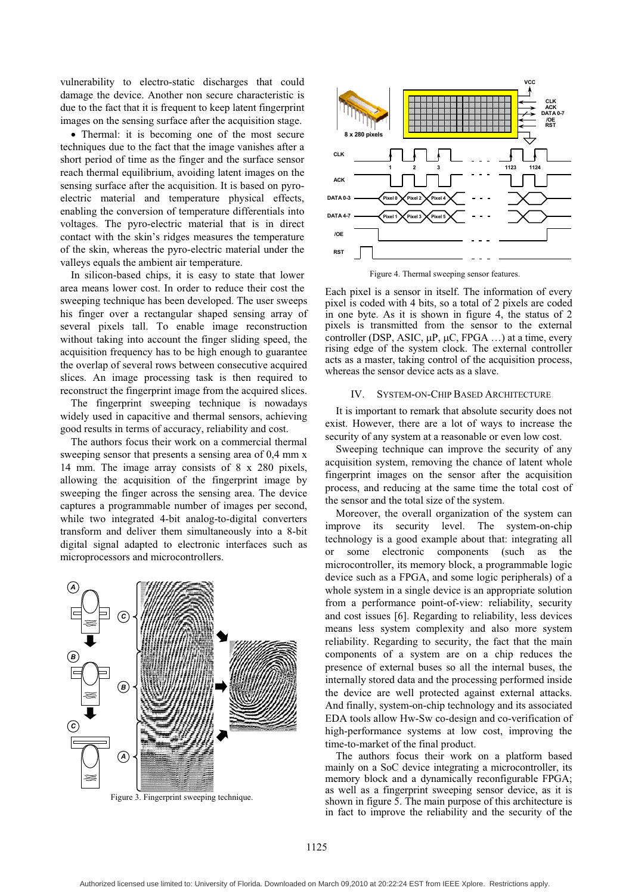vulnerability to electro-static discharges that could damage the device. Another non secure characteristic is due to the fact that it is frequent to keep latent fingerprint images on the sensing surface after the acquisition stage.

- Thermal: it is becoming one of the most secure techniques due to the fact that the image vanishes after a short period of time as the finger and the surface sensor reach thermal equilibrium, avoiding latent images on the sensing surface after the acquisition. It is based on pyro-electric material and temperature physical effects, enabling the conversion of temperature differentials into voltages. The pyro-electric material that is in direct contact with the skin's ridges measures the temperature of the skin, whereas the pyro-electric material under the valleys equals the ambient air temperature.

In silicon-based chips, it is easy to state that lower area means lower cost. In order to reduce their cost the sweeping technique has been developed. The user sweeps his finger over a rectangular shaped sensing array of several pixels tall. To enable image reconstruction without taking into account the finger sliding speed, the acquisition frequency has to be high enough to guarantee the overlap of several rows between consecutive acquired slices. An image processing task is then required to reconstruct the fingerprint image from the acquired slices.

The fingerprint sweeping technique is nowadays widely used in capacitive and thermal sensors, achieving good results in terms of accuracy, reliability and cost.

The authors focus their work on a commercial thermal sweeping sensor that presents a sensing area of 0,4 mm x 14 mm. The image array consists of 8 x 280 pixels, allowing the acquisition of the fingerprint image by sweeping the finger across the sensing area. The device captures a programmable number of images per second, while two integrated 4-bit analog-to-digital converters transform and deliver them simultaneously into a 8-bit digital signal adapted to electronic interfaces such as microprocessors and microcontrollers.

A
B
C
C
B
A

Figure 3. Fingerprint sweeping technique.

8 x 280 pixels
VCC
CLK
ACK
DATA 0-7
/OE
RST
CLK
1
2
3
1123
1124
ACK
DATA 0-3
Pixel 0
Pixel 2
Pixel 4
DATA 4-7
Pixel 1
Pixel 3
Pixel 5
/OE
RST

Figure 4. Thermal sweeping sensor features.

Each pixel is a sensor in itself. The information of every pixel is coded with 4 bits, so a total of 2 pixels are coded in one byte. As it is shown in figure 4, the status of 2 pixels is transmitted from the sensor to the external controller (DSP, ASIC, µP, µC, FPGA …) at a time, every rising edge of the system clock. The external controller acts as a master, taking control of the acquisition process, whereas the sensor device acts as a slave.

## IV. System-on-Chip Based Architecture

It is important to remark that absolute security does not exist. However, there are a lot of ways to increase the security of any system at a reasonable or even low cost.

Sweeping technique can improve the security of any acquisition system, removing the chance of latent whole fingerprint images on the sensor after the acquisition process, and reducing at the same time the total cost of the sensor and the total size of the system.

Moreover, the overall organization of the system can improve its security level. The system-on-chip technology is a good example about that: integrating all or some electronic components (such as the microcontroller, its memory block, a programmable logic device such as a FPGA, and some logic peripherals) of a whole system in a single device is an appropriate solution from a performance point-of-view: reliability, security and cost issues [6]. Regarding to reliability, less devices means less system complexity and also more system reliability. Regarding to security, the fact that the main components of a system are on a chip reduces the presence of external buses so all the internal buses, the internally stored data and the processing performed inside the device are well protected against external attacks. And finally, system-on-chip technology and its associated EDA tools allow Hw-Sw co-design and co-verification of high-performance systems at low cost, improving the time-to-market of the final product.

The authors focus their work on a platform based mainly on a SoC device integrating a microcontroller, its memory block and a dynamically reconfigurable FPGA; as well as a fingerprint sweeping sensor device, as it is shown in figure 5. The main purpose of this architecture is in fact to improve the reliability and the security of the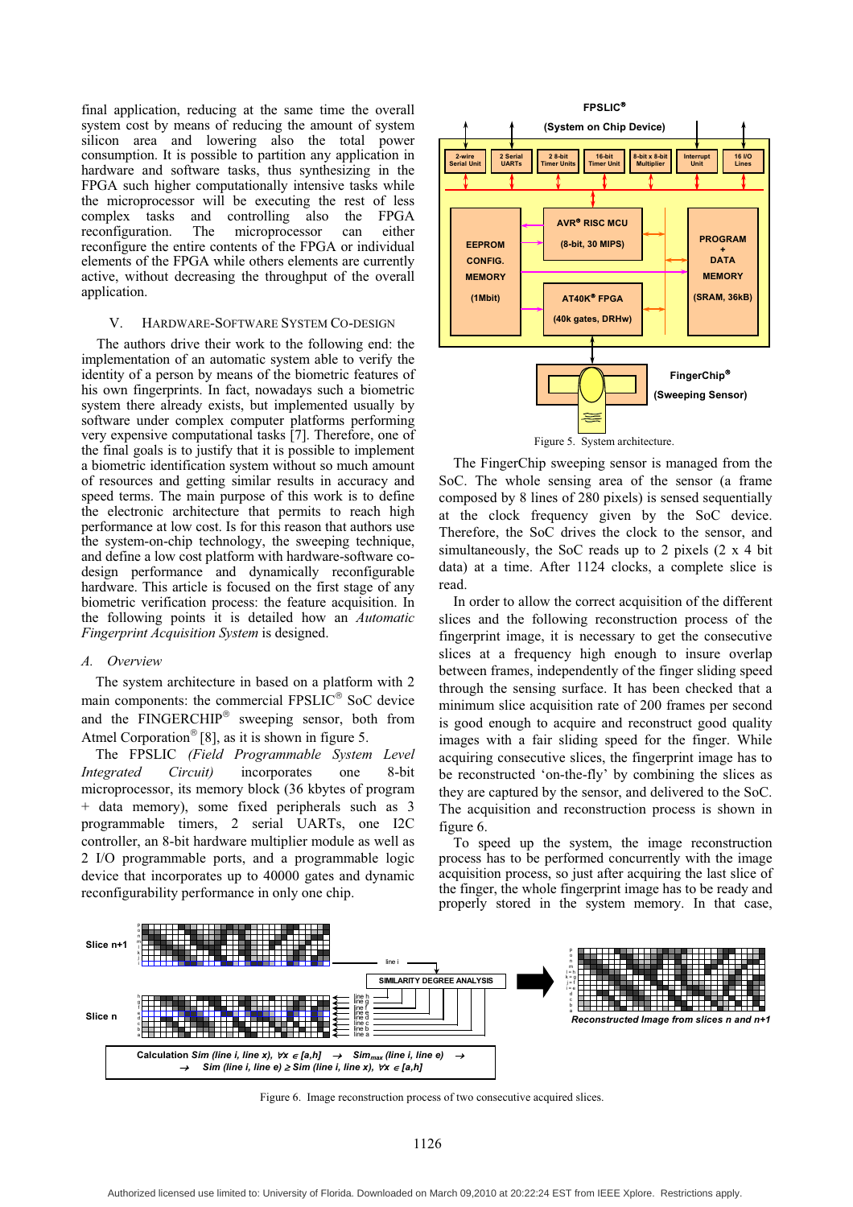final application, reducing at the same time the overall system cost by means of reducing the amount of system silicon area and lowering also the total power consumption. It is possible to partition any application in hardware and software tasks, thus synthesizing in the FPGA such higher computationally intensive tasks while the microprocessor will be executing the rest of less complex tasks and controlling also the FPGA reconfiguration. The microprocessor can either reconfigure the entire contents of the FPGA or individual elements of the FPGA while others elements are currently active, without decreasing the throughput of the overall application.

## V. Hardware-Software System Co-design

The authors drive their work to the following end: the implementation of an automatic system able to verify the identity of a person by means of the biometric features of his own fingerprints. In fact, nowadays such a biometric system there already exists, but implemented usually by software under complex computer platforms performing very expensive computational tasks [7]. Therefore, one of the final goals is to justify that it is possible to implement a biometric identification system without so much amount of resources and getting similar results in accuracy and speed terms. The main purpose of this work is to define the electronic architecture that permits to reach high performance at low cost. Is for this reason that authors use the system-on-chip technology, the sweeping technique, and define a low cost platform with hardware-software co-design performance and dynamically reconfigurable hardware. This article is focused on the first stage of any biometric verification process: the feature acquisition. In the following points it is detailed how an *Automatic Fingerprint Acquisition System* is designed.

### A. Overview

The system architecture in based on a platform with 2 main components: the commercial FPSLIC® SoC device and the FINGERCHIP® sweeping sensor, both from Atmel Corporation® [8], as it is shown in figure 5.

The FPSLIC *(Field Programmable System Level Integrated Circuit)* incorporates one 8-bit microprocessor, its memory block (36 kbytes of program + data memory), some fixed peripherals such as 3 programmable timers, 2 serial UARTs, one I2C controller, an 8-bit hardware multiplier module as well as 2 I/O programmable ports, and a programmable logic device that incorporates up to 40000 gates and dynamic reconfigurability performance in only one chip.

Figure 5. System architecture.

The FingerChip sweeping sensor is managed from the SoC. The whole sensing area of the sensor (a frame composed by 8 lines of 280 pixels) is sensed sequentially at the clock frequency given by the SoC device. Therefore, the SoC drives the clock to the sensor, and simultaneously, the SoC reads up to 2 pixels (2 x 4 bit data) at a time. After 1124 clocks, a complete slice is read.

In order to allow the correct acquisition of the different slices and the following reconstruction process of the fingerprint image, it is necessary to get the consecutive slices at a frequency high enough to insure overlap between frames, independently of the finger sliding speed through the sensing surface. It has been checked that a minimum slice acquisition rate of 200 frames per second is good enough to acquire and reconstruct good quality images with a fair sliding speed for the finger. While acquiring consecutive slices, the fingerprint image has to be reconstructed 'on-the-fly' by combining the slices as they are captured by the sensor, and delivered to the SoC. The acquisition and reconstruction process is shown in figure 6.

To speed up the system, the image reconstruction process has to be performed concurrently with the image acquisition process, so just after acquiring the last slice of the finger, the whole fingerprint image has to be ready and properly stored in the system memory. In that case,

Figure 6. Image reconstruction process of two consecutive acquired slices.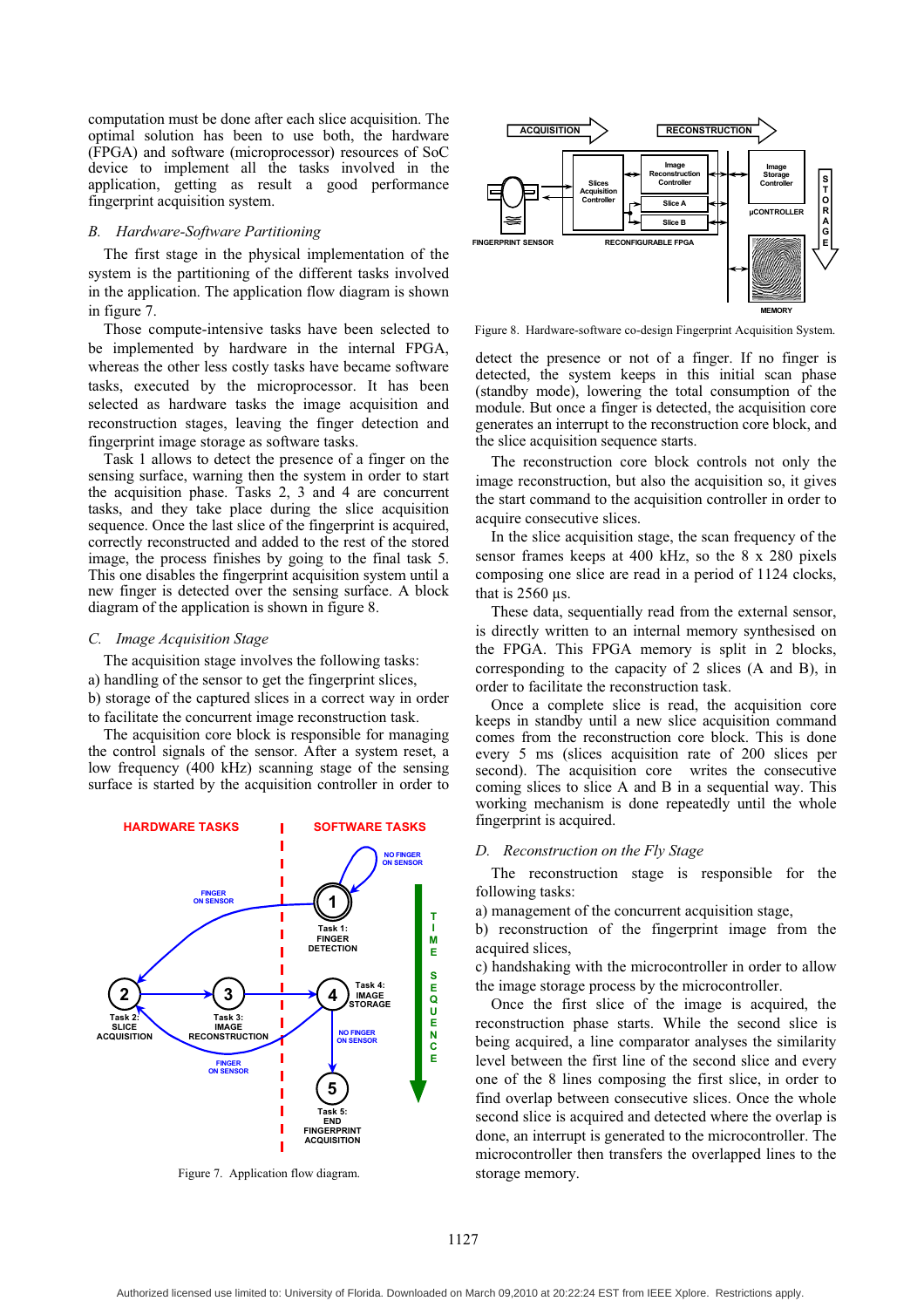computation must be done after each slice acquisition. The optimal solution has been to use both, the hardware (FPGA) and software (microprocessor) resources of SoC device to implement all the tasks involved in the application, getting as result a good performance fingerprint acquisition system.

### B. *Hardware-Software Partitioning*

The first stage in the physical implementation of the system is the partitioning of the different tasks involved in the application. The application flow diagram is shown in figure 7.

Those compute-intensive tasks have been selected to be implemented by hardware in the internal FPGA, whereas the other less costly tasks have became software tasks, executed by the microprocessor. It has been selected as hardware tasks the image acquisition and reconstruction stages, leaving the finger detection and fingerprint image storage as software tasks.

Task 1 allows to detect the presence of a finger on the sensing surface, warning then the system in order to start the acquisition phase. Tasks 2, 3 and 4 are concurrent tasks, and they take place during the slice acquisition sequence. Once the last slice of the fingerprint is acquired, correctly reconstructed and added to the rest of the stored image, the process finishes by going to the final task 5. This one disables the fingerprint acquisition system until a new finger is detected over the sensing surface. A block diagram of the application is shown in figure 8.

### C. *Image Acquisition Stage*

The acquisition stage involves the following tasks:

a) handling of the sensor to get the fingerprint slices,

b) storage of the captured slices in a correct way in order to facilitate the concurrent image reconstruction task.

The acquisition core block is responsible for managing the control signals of the sensor. After a system reset, a low frequency (400 kHz) scanning stage of the sensing surface is started by the acquisition controller in order to detect the presence or not of a finger. If no finger is detected, the system keeps in this initial scan phase (standby mode), lowering the total consumption of the module. But once a finger is detected, the acquisition core generates an interrupt to the reconstruction core block, and the slice acquisition sequence starts.

Figure 7. Application flow diagram.

Figure 8. Hardware-software co-design Fingerprint Acquisition System.

The reconstruction core block controls not only the image reconstruction, but also the acquisition so, it gives the start command to the acquisition controller in order to acquire consecutive slices.

In the slice acquisition stage, the scan frequency of the sensor frames keeps at 400 kHz, so the 8 x 280 pixels composing one slice are read in a period of 1124 clocks, that is 2560 µs.

These data, sequentially read from the external sensor, is directly written to an internal memory synthesised on the FPGA. This FPGA memory is split in 2 blocks, corresponding to the capacity of 2 slices (A and B), in order to facilitate the reconstruction task.

Once a complete slice is read, the acquisition core keeps in standby until a new slice acquisition command comes from the reconstruction core block. This is done every 5 ms (slices acquisition rate of 200 slices per second). The acquisition core writes the consecutive coming slices to slice A and B in a sequential way. This working mechanism is done repeatedly until the whole fingerprint is acquired.

### D. *Reconstruction on the Fly Stage*

The reconstruction stage is responsible for the following tasks:

a) management of the concurrent acquisition stage,

b) reconstruction of the fingerprint image from the acquired slices,

c) handshaking with the microcontroller in order to allow the image storage process by the microcontroller.

Once the first slice of the image is acquired, the reconstruction phase starts. While the second slice is being acquired, a line comparator analyses the similarity level between the first line of the second slice and every one of the 8 lines composing the first slice, in order to find overlap between consecutive slices. Once the whole second slice is acquired and detected where the overlap is done, an interrupt is generated to the microcontroller. The microcontroller then transfers the overlapped lines to the storage memory.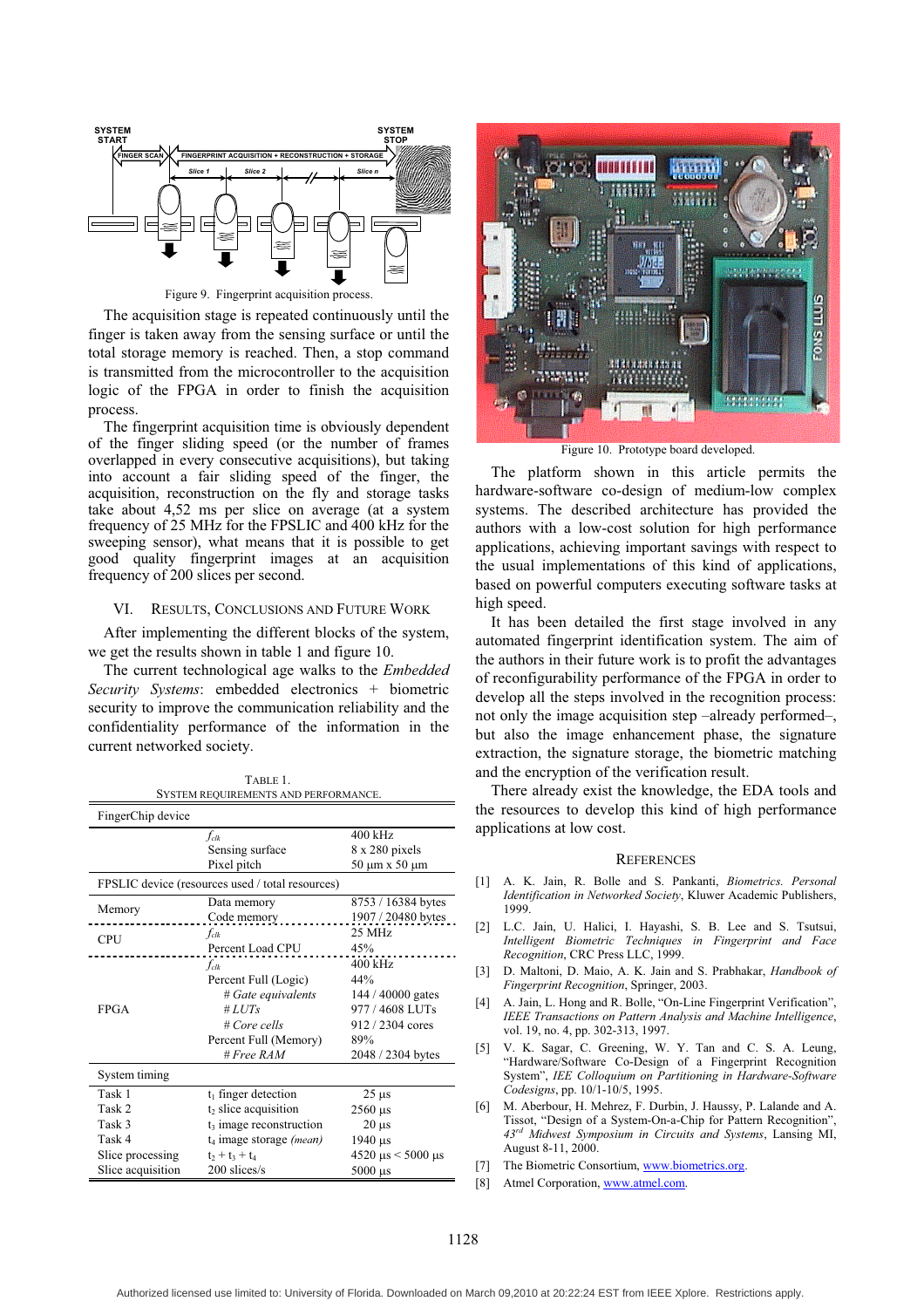SYSTEM START

SYSTEM STOP

FINGER SCAN

FINGERPRINT ACQUISITION + RECONSTRUCTION + STORAGE

Slice 1

Slice 2

Slice n

Figure 9. Fingerprint acquisition process.

The acquisition stage is repeated continuously until the finger is taken away from the sensing surface or until the total storage memory is reached. Then, a stop command is transmitted from the microcontroller to the acquisition logic of the FPGA in order to finish the acquisition process.

The fingerprint acquisition time is obviously dependent of the finger sliding speed (or the number of frames overlapped in every consecutive acquisitions), but taking into account a fair sliding speed of the finger, the acquisition, reconstruction on the fly and storage tasks take about 4,52 ms per slice on average (at a system frequency of 25 MHz for the FPSLIC and 400 kHz for the sweeping sensor), what means that it is possible to get good quality fingerprint images at an acquisition frequency of 200 slices per second.

## VI. Results, Conclusions and Future Work

After implementing the different blocks of the system, we get the results shown in table 1 and figure 10.

The current technological age walks to the *Embedded Security Systems*: embedded electronics + biometric security to improve the communication reliability and the confidentiality performance of the information in the current networked society.

TABLE 1.
SYSTEM REQUIREMENTS AND PERFORMANCE.

| | | |
|---|---|---|
| FingerChip device | | |
| | $f_{clk}$ | 400 kHz |
| | Sensing surface | 8 x 280 pixels |
| | Pixel pitch | 50 µm x 50 µm |
| FPSLIC device (resources used / total resources) | | |
| Memory | Data memory | 8753 / 16384 bytes |
| | Code memory | 1907 / 20480 bytes |
| CPU | $f_{clk}$ | 25 MHz |
| | Percent Load CPU | 45% |
| FPGA | $f_{clk}$ | 400 kHz |
| | Percent Full (Logic) | 44% |
| | *# Gate equivalents* | 144 / 40000 gates |
| | *# LUTs* | 977 / 4608 LUTs |
| | *# Core cells* | 912 / 2304 cores |
| | Percent Full (Memory) | 89% |
| | *# Free RAM* | 2048 / 2304 bytes |
| System timing | | |
| Task 1 | $t_1$ finger detection | 25 µs |
| Task 2 | $t_2$ slice acquisition | 2560 µs |
| Task 3 | $t_3$ image reconstruction | 20 µs |
| Task 4 | $t_4$ image storage *(mean)* | 1940 µs |
| Slice processing | $t_2 + t_3 + t_4$ | 4520 µs < 5000 µs |
| Slice acquisition | 200 slices/s | 5000 µs |

Figure 10. Prototype board developed.

The platform shown in this article permits the hardware-software co-design of medium-low complex systems. The described architecture has provided the authors with a low-cost solution for high performance applications, achieving important savings with respect to the usual implementations of this kind of applications, based on powerful computers executing software tasks at high speed.

It has been detailed the first stage involved in any automated fingerprint identification system. The aim of the authors in their future work is to profit the advantages of reconfigurability performance of the FPGA in order to develop all the steps involved in the recognition process: not only the image acquisition step –already performed–, but also the image enhancement phase, the signature extraction, the signature storage, the biometric matching and the encryption of the verification result.

There already exist the knowledge, the EDA tools and the resources to develop this kind of high performance applications at low cost.

## References

[1] A. K. Jain, R. Bolle and S. Pankanti, *Biometrics. Personal Identification in Networked Society*, Kluwer Academic Publishers, 1999.

[2] L.C. Jain, U. Halici, I. Hayashi, S. B. Lee and S. Tsutsui, *Intelligent Biometric Techniques in Fingerprint and Face Recognition*, CRC Press LLC, 1999.

[3] D. Maltoni, D. Maio, A. K. Jain and S. Prabhakar, *Handbook of Fingerprint Recognition*, Springer, 2003.

[4] A. Jain, L. Hong and R. Bolle, "On-Line Fingerprint Verification", *IEEE Transactions on Pattern Analysis and Machine Intelligence*, vol. 19, no. 4, pp. 302-313, 1997.

[5] V. K. Sagar, C. Greening, W. Y. Tan and C. S. A. Leung, "Hardware/Software Co-Design of a Fingerprint Recognition System", *IEE Colloquium on Partitioning in Hardware-Software Codesigns*, pp. 10/1-10/5, 1995.

[6] M. Aberbour, H. Mehrez, F. Durbin, J. Haussy, P. Lalande and A. Tissot, "Design of a System-On-a-Chip for Pattern Recognition", *43rd Midwest Symposium in Circuits and Systems*, Lansing MI, August 8-11, 2000.

[7] The Biometric Consortium, www.biometrics.org.

[8] Atmel Corporation, www.atmel.com.